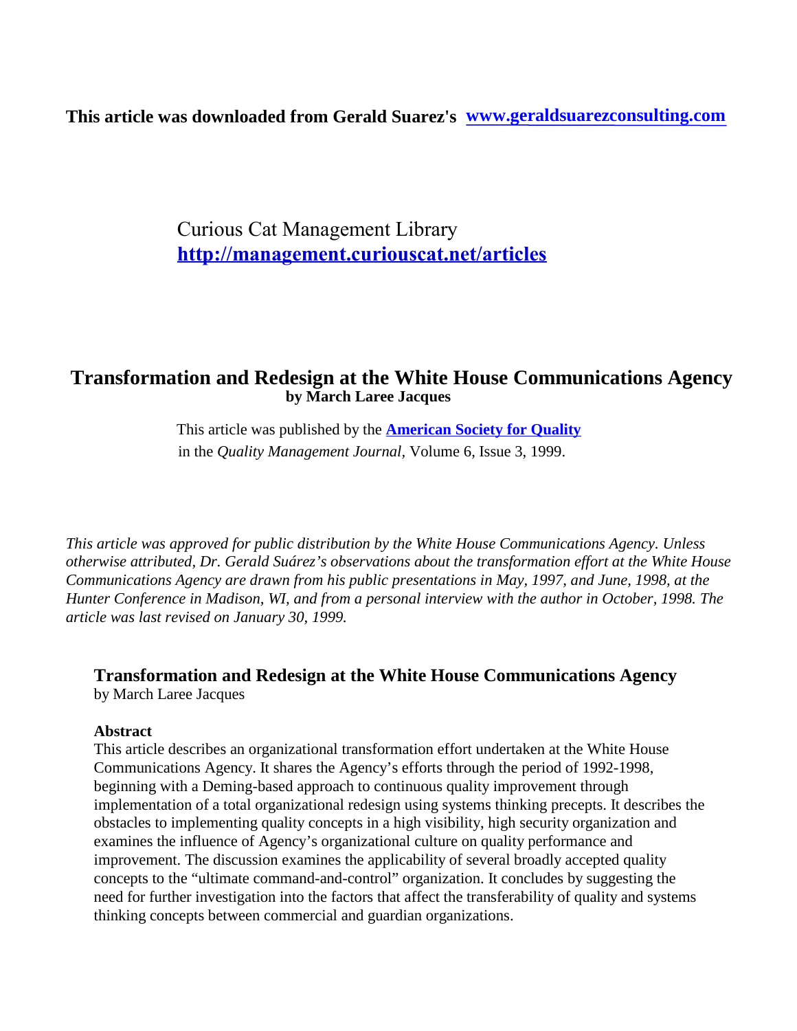**This article was downloaded from Gerald Suarez's [www.geraldsuarezconsulting.com](http://www.geraldsuarezconsulting.com)**

Curious Cat Management Library
**[http://management.curiouscat.net/articles](http://management.curiouscat.net/articles)**

# Transformation and Redesign at the White House Communications Agency

**by March Laree Jacques**

This article was published by the **[American Society for Quality](#)** in the *Quality Management Journal*, Volume 6, Issue 3, 1999.

*This article was approved for public distribution by the White House Communications Agency. Unless otherwise attributed, Dr. Gerald Suárez's observations about the transformation effort at the White House Communications Agency are drawn from his public presentations in May, 1997, and June, 1998, at the Hunter Conference in Madison, WI, and from a personal interview with the author in October, 1998. The article was last revised on January 30, 1999.*

## Transformation and Redesign at the White House Communications Agency

by March Laree Jacques

### Abstract

This article describes an organizational transformation effort undertaken at the White House Communications Agency. It shares the Agency's efforts through the period of 1992-1998, beginning with a Deming-based approach to continuous quality improvement through implementation of a total organizational redesign using systems thinking precepts. It describes the obstacles to implementing quality concepts in a high visibility, high security organization and examines the influence of Agency's organizational culture on quality performance and improvement. The discussion examines the applicability of several broadly accepted quality concepts to the "ultimate command-and-control" organization. It concludes by suggesting the need for further investigation into the factors that affect the transferability of quality and systems thinking concepts between commercial and guardian organizations.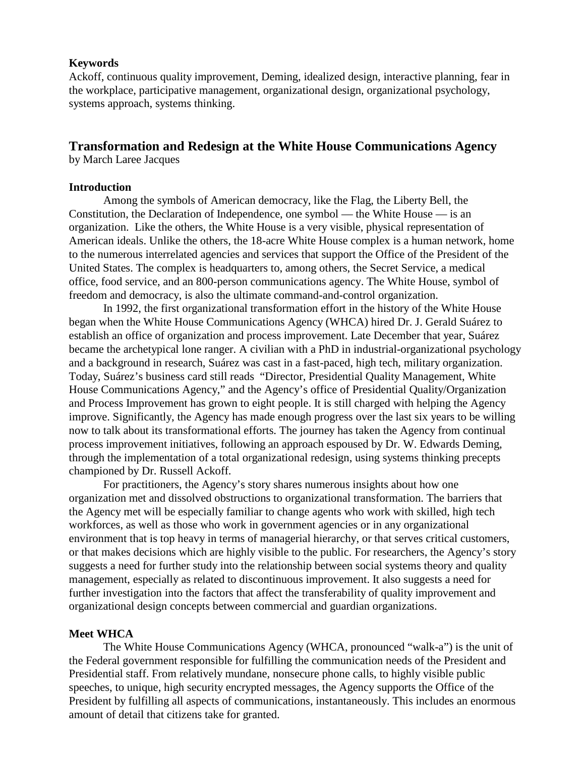**Keywords**

Ackoff, continuous quality improvement, Deming, idealized design, interactive planning, fear in the workplace, participative management, organizational design, organizational psychology, systems approach, systems thinking.

## Transformation and Redesign at the White House Communications Agency

by March Laree Jacques

### Introduction

Among the symbols of American democracy, like the Flag, the Liberty Bell, the Constitution, the Declaration of Independence, one symbol — the White House — is an organization. Like the others, the White House is a very visible, physical representation of American ideals. Unlike the others, the 18-acre White House complex is a human network, home to the numerous interrelated agencies and services that support the Office of the President of the United States. The complex is headquarters to, among others, the Secret Service, a medical office, food service, and an 800-person communications agency. The White House, symbol of freedom and democracy, is also the ultimate command-and-control organization.

In 1992, the first organizational transformation effort in the history of the White House began when the White House Communications Agency (WHCA) hired Dr. J. Gerald Suárez to establish an office of organization and process improvement. Late December that year, Suárez became the archetypical lone ranger. A civilian with a PhD in industrial-organizational psychology and a background in research, Suárez was cast in a fast-paced, high tech, military organization. Today, Suárez's business card still reads "Director, Presidential Quality Management, White House Communications Agency," and the Agency's office of Presidential Quality/Organization and Process Improvement has grown to eight people. It is still charged with helping the Agency improve. Significantly, the Agency has made enough progress over the last six years to be willing now to talk about its transformational efforts. The journey has taken the Agency from continual process improvement initiatives, following an approach espoused by Dr. W. Edwards Deming, through the implementation of a total organizational redesign, using systems thinking precepts championed by Dr. Russell Ackoff.

For practitioners, the Agency's story shares numerous insights about how one organization met and dissolved obstructions to organizational transformation. The barriers that the Agency met will be especially familiar to change agents who work with skilled, high tech workforces, as well as those who work in government agencies or in any organizational environment that is top heavy in terms of managerial hierarchy, or that serves critical customers, or that makes decisions which are highly visible to the public. For researchers, the Agency's story suggests a need for further study into the relationship between social systems theory and quality management, especially as related to discontinuous improvement. It also suggests a need for further investigation into the factors that affect the transferability of quality improvement and organizational design concepts between commercial and guardian organizations.

### Meet WHCA

The White House Communications Agency (WHCA, pronounced "walk-a") is the unit of the Federal government responsible for fulfilling the communication needs of the President and Presidential staff. From relatively mundane, nonsecure phone calls, to highly visible public speeches, to unique, high security encrypted messages, the Agency supports the Office of the President by fulfilling all aspects of communications, instantaneously. This includes an enormous amount of detail that citizens take for granted.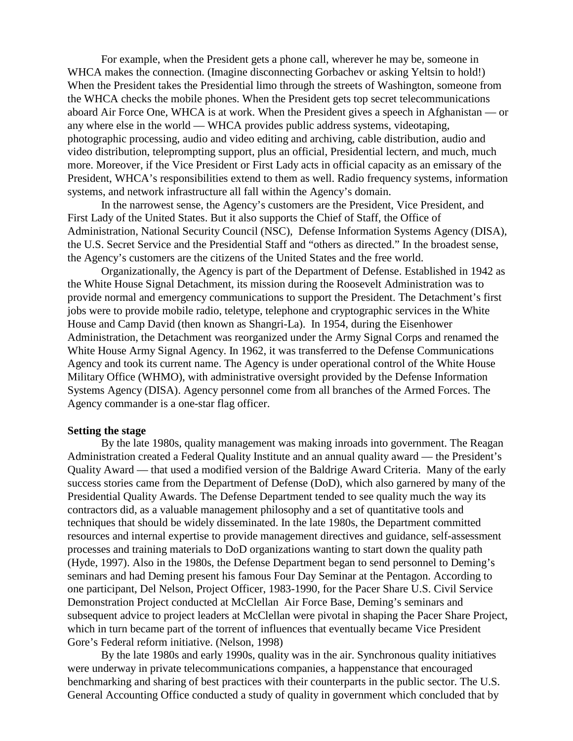For example, when the President gets a phone call, wherever he may be, someone in WHCA makes the connection. (Imagine disconnecting Gorbachev or asking Yeltsin to hold!) When the President takes the Presidential limo through the streets of Washington, someone from the WHCA checks the mobile phones. When the President gets top secret telecommunications aboard Air Force One, WHCA is at work. When the President gives a speech in Afghanistan — or any where else in the world — WHCA provides public address systems, videotaping, photographic processing, audio and video editing and archiving, cable distribution, audio and video distribution, teleprompting support, plus an official, Presidential lectern, and much, much more. Moreover, if the Vice President or First Lady acts in official capacity as an emissary of the President, WHCA's responsibilities extend to them as well. Radio frequency systems, information systems, and network infrastructure all fall within the Agency's domain.

In the narrowest sense, the Agency's customers are the President, Vice President, and First Lady of the United States. But it also supports the Chief of Staff, the Office of Administration, National Security Council (NSC), Defense Information Systems Agency (DISA), the U.S. Secret Service and the Presidential Staff and "others as directed." In the broadest sense, the Agency's customers are the citizens of the United States and the free world.

Organizationally, the Agency is part of the Department of Defense. Established in 1942 as the White House Signal Detachment, its mission during the Roosevelt Administration was to provide normal and emergency communications to support the President. The Detachment's first jobs were to provide mobile radio, teletype, telephone and cryptographic services in the White House and Camp David (then known as Shangri-La). In 1954, during the Eisenhower Administration, the Detachment was reorganized under the Army Signal Corps and renamed the White House Army Signal Agency. In 1962, it was transferred to the Defense Communications Agency and took its current name. The Agency is under operational control of the White House Military Office (WHMO), with administrative oversight provided by the Defense Information Systems Agency (DISA). Agency personnel come from all branches of the Armed Forces. The Agency commander is a one-star flag officer.

**Setting the stage**

By the late 1980s, quality management was making inroads into government. The Reagan Administration created a Federal Quality Institute and an annual quality award — the President's Quality Award — that used a modified version of the Baldrige Award Criteria. Many of the early success stories came from the Department of Defense (DoD), which also garnered by many of the Presidential Quality Awards. The Defense Department tended to see quality much the way its contractors did, as a valuable management philosophy and a set of quantitative tools and techniques that should be widely disseminated. In the late 1980s, the Department committed resources and internal expertise to provide management directives and guidance, self-assessment processes and training materials to DoD organizations wanting to start down the quality path (Hyde, 1997). Also in the 1980s, the Defense Department began to send personnel to Deming's seminars and had Deming present his famous Four Day Seminar at the Pentagon. According to one participant, Del Nelson, Project Officer, 1983-1990, for the Pacer Share U.S. Civil Service Demonstration Project conducted at McClellan Air Force Base, Deming's seminars and subsequent advice to project leaders at McClellan were pivotal in shaping the Pacer Share Project, which in turn became part of the torrent of influences that eventually became Vice President Gore's Federal reform initiative. (Nelson, 1998)

By the late 1980s and early 1990s, quality was in the air. Synchronous quality initiatives were underway in private telecommunications companies, a happenstance that encouraged benchmarking and sharing of best practices with their counterparts in the public sector. The U.S. General Accounting Office conducted a study of quality in government which concluded that by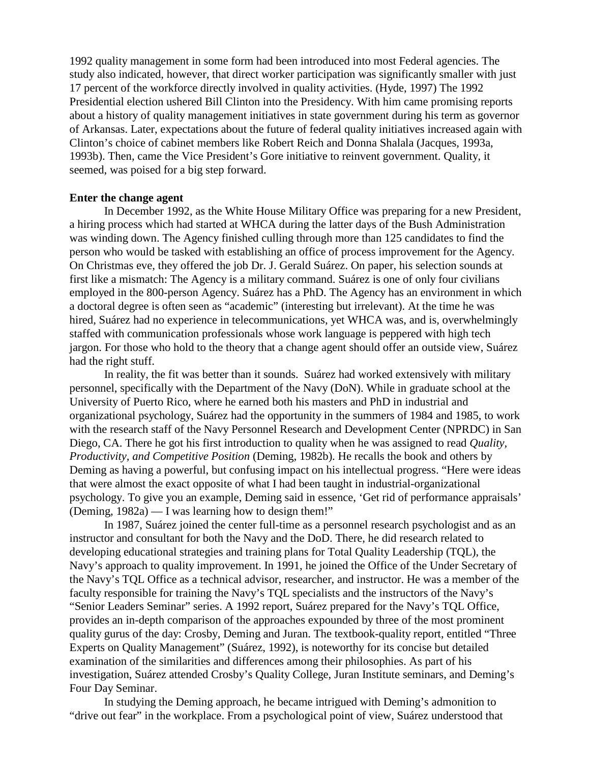1992 quality management in some form had been introduced into most Federal agencies. The study also indicated, however, that direct worker participation was significantly smaller with just 17 percent of the workforce directly involved in quality activities. (Hyde, 1997) The 1992 Presidential election ushered Bill Clinton into the Presidency. With him came promising reports about a history of quality management initiatives in state government during his term as governor of Arkansas. Later, expectations about the future of federal quality initiatives increased again with Clinton's choice of cabinet members like Robert Reich and Donna Shalala (Jacques, 1993a, 1993b). Then, came the Vice President's Gore initiative to reinvent government. Quality, it seemed, was poised for a big step forward.

**Enter the change agent**

In December 1992, as the White House Military Office was preparing for a new President, a hiring process which had started at WHCA during the latter days of the Bush Administration was winding down. The Agency finished culling through more than 125 candidates to find the person who would be tasked with establishing an office of process improvement for the Agency. On Christmas eve, they offered the job Dr. J. Gerald Suárez. On paper, his selection sounds at first like a mismatch: The Agency is a military command. Suárez is one of only four civilians employed in the 800-person Agency. Suárez has a PhD. The Agency has an environment in which a doctoral degree is often seen as "academic" (interesting but irrelevant). At the time he was hired, Suárez had no experience in telecommunications, yet WHCA was, and is, overwhelmingly staffed with communication professionals whose work language is peppered with high tech jargon. For those who hold to the theory that a change agent should offer an outside view, Suárez had the right stuff.

In reality, the fit was better than it sounds. Suárez had worked extensively with military personnel, specifically with the Department of the Navy (DoN). While in graduate school at the University of Puerto Rico, where he earned both his masters and PhD in industrial and organizational psychology, Suárez had the opportunity in the summers of 1984 and 1985, to work with the research staff of the Navy Personnel Research and Development Center (NPRDC) in San Diego, CA. There he got his first introduction to quality when he was assigned to read *Quality, Productivity, and Competitive Position* (Deming, 1982b). He recalls the book and others by Deming as having a powerful, but confusing impact on his intellectual progress. "Here were ideas that were almost the exact opposite of what I had been taught in industrial-organizational psychology. To give you an example, Deming said in essence, 'Get rid of performance appraisals' (Deming, 1982a) — I was learning how to design them!"

In 1987, Suárez joined the center full-time as a personnel research psychologist and as an instructor and consultant for both the Navy and the DoD. There, he did research related to developing educational strategies and training plans for Total Quality Leadership (TQL), the Navy's approach to quality improvement. In 1991, he joined the Office of the Under Secretary of the Navy's TQL Office as a technical advisor, researcher, and instructor. He was a member of the faculty responsible for training the Navy's TQL specialists and the instructors of the Navy's "Senior Leaders Seminar" series. A 1992 report, Suárez prepared for the Navy's TQL Office, provides an in-depth comparison of the approaches expounded by three of the most prominent quality gurus of the day: Crosby, Deming and Juran. The textbook-quality report, entitled "Three Experts on Quality Management" (Suárez, 1992), is noteworthy for its concise but detailed examination of the similarities and differences among their philosophies. As part of his investigation, Suárez attended Crosby's Quality College, Juran Institute seminars, and Deming's Four Day Seminar.

In studying the Deming approach, he became intrigued with Deming's admonition to "drive out fear" in the workplace. From a psychological point of view, Suárez understood that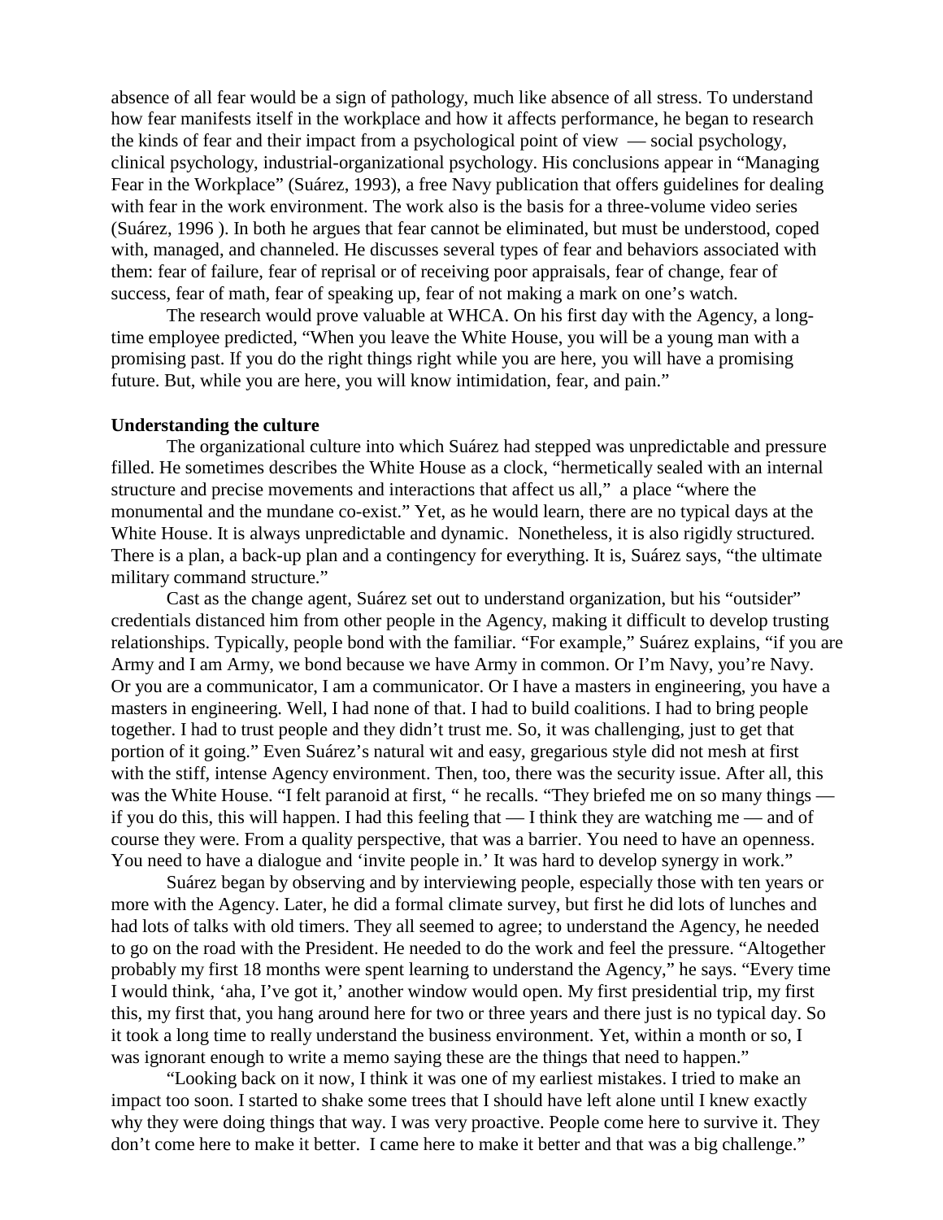absence of all fear would be a sign of pathology, much like absence of all stress. To understand how fear manifests itself in the workplace and how it affects performance, he began to research the kinds of fear and their impact from a psychological point of view — social psychology, clinical psychology, industrial-organizational psychology. His conclusions appear in "Managing Fear in the Workplace" (Suárez, 1993), a free Navy publication that offers guidelines for dealing with fear in the work environment. The work also is the basis for a three-volume video series (Suárez, 1996 ). In both he argues that fear cannot be eliminated, but must be understood, coped with, managed, and channeled. He discusses several types of fear and behaviors associated with them: fear of failure, fear of reprisal or of receiving poor appraisals, fear of change, fear of success, fear of math, fear of speaking up, fear of not making a mark on one's watch.

The research would prove valuable at WHCA. On his first day with the Agency, a long-time employee predicted, "When you leave the White House, you will be a young man with a promising past. If you do the right things right while you are here, you will have a promising future. But, while you are here, you will know intimidation, fear, and pain."

**Understanding the culture**

The organizational culture into which Suárez had stepped was unpredictable and pressure filled. He sometimes describes the White House as a clock, "hermetically sealed with an internal structure and precise movements and interactions that affect us all," a place "where the monumental and the mundane co-exist." Yet, as he would learn, there are no typical days at the White House. It is always unpredictable and dynamic. Nonetheless, it is also rigidly structured. There is a plan, a back-up plan and a contingency for everything. It is, Suárez says, "the ultimate military command structure."

Cast as the change agent, Suárez set out to understand organization, but his "outsider" credentials distanced him from other people in the Agency, making it difficult to develop trusting relationships. Typically, people bond with the familiar. "For example," Suárez explains, "if you are Army and I am Army, we bond because we have Army in common. Or I'm Navy, you're Navy. Or you are a communicator, I am a communicator. Or I have a masters in engineering, you have a masters in engineering. Well, I had none of that. I had to build coalitions. I had to bring people together. I had to trust people and they didn't trust me. So, it was challenging, just to get that portion of it going." Even Suárez's natural wit and easy, gregarious style did not mesh at first with the stiff, intense Agency environment. Then, too, there was the security issue. After all, this was the White House. "I felt paranoid at first, " he recalls. "They briefed me on so many things — if you do this, this will happen. I had this feeling that — I think they are watching me — and of course they were. From a quality perspective, that was a barrier. You need to have an openness. You need to have a dialogue and 'invite people in.' It was hard to develop synergy in work."

Suárez began by observing and by interviewing people, especially those with ten years or more with the Agency. Later, he did a formal climate survey, but first he did lots of lunches and had lots of talks with old timers. They all seemed to agree; to understand the Agency, he needed to go on the road with the President. He needed to do the work and feel the pressure. "Altogether probably my first 18 months were spent learning to understand the Agency," he says. "Every time I would think, 'aha, I've got it,' another window would open. My first presidential trip, my first this, my first that, you hang around here for two or three years and there just is no typical day. So it took a long time to really understand the business environment. Yet, within a month or so, I was ignorant enough to write a memo saying these are the things that need to happen."

"Looking back on it now, I think it was one of my earliest mistakes. I tried to make an impact too soon. I started to shake some trees that I should have left alone until I knew exactly why they were doing things that way. I was very proactive. People come here to survive it. They don't come here to make it better. I came here to make it better and that was a big challenge."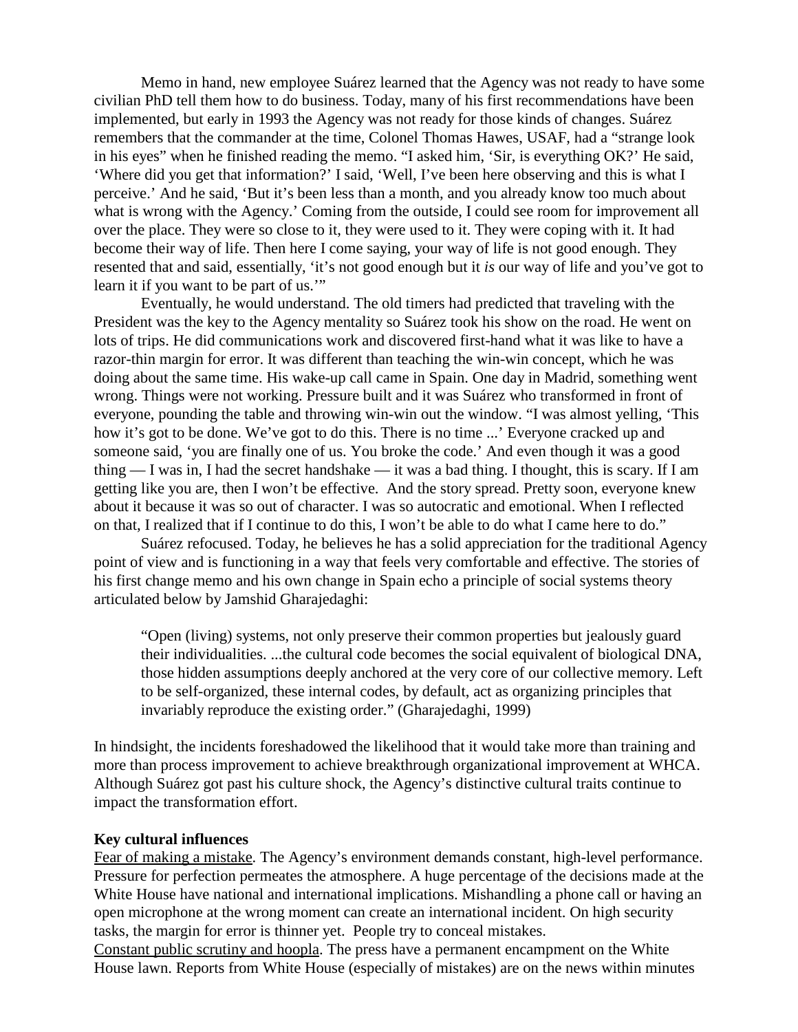Memo in hand, new employee Suárez learned that the Agency was not ready to have some civilian PhD tell them how to do business. Today, many of his first recommendations have been implemented, but early in 1993 the Agency was not ready for those kinds of changes. Suárez remembers that the commander at the time, Colonel Thomas Hawes, USAF, had a "strange look in his eyes" when he finished reading the memo. "I asked him, 'Sir, is everything OK?' He said, 'Where did you get that information?' I said, 'Well, I've been here observing and this is what I perceive.' And he said, 'But it's been less than a month, and you already know too much about what is wrong with the Agency.' Coming from the outside, I could see room for improvement all over the place. They were so close to it, they were used to it. They were coping with it. It had become their way of life. Then here I come saying, your way of life is not good enough. They resented that and said, essentially, 'it's not good enough but it *is* our way of life and you've got to learn it if you want to be part of us.'"

Eventually, he would understand. The old timers had predicted that traveling with the President was the key to the Agency mentality so Suárez took his show on the road. He went on lots of trips. He did communications work and discovered first-hand what it was like to have a razor-thin margin for error. It was different than teaching the win-win concept, which he was doing about the same time. His wake-up call came in Spain. One day in Madrid, something went wrong. Things were not working. Pressure built and it was Suárez who transformed in front of everyone, pounding the table and throwing win-win out the window. "I was almost yelling, 'This how it's got to be done. We've got to do this. There is no time ...' Everyone cracked up and someone said, 'you are finally one of us. You broke the code.' And even though it was a good thing — I was in, I had the secret handshake — it was a bad thing. I thought, this is scary. If I am getting like you are, then I won't be effective. And the story spread. Pretty soon, everyone knew about it because it was so out of character. I was so autocratic and emotional. When I reflected on that, I realized that if I continue to do this, I won't be able to do what I came here to do."

Suárez refocused. Today, he believes he has a solid appreciation for the traditional Agency point of view and is functioning in a way that feels very comfortable and effective. The stories of his first change memo and his own change in Spain echo a principle of social systems theory articulated below by Jamshid Gharajedaghi:

> "Open (living) systems, not only preserve their common properties but jealously guard their individualities. ...the cultural code becomes the social equivalent of biological DNA, those hidden assumptions deeply anchored at the very core of our collective memory. Left to be self-organized, these internal codes, by default, act as organizing principles that invariably reproduce the existing order." (Gharajedaghi, 1999)

In hindsight, the incidents foreshadowed the likelihood that it would take more than training and more than process improvement to achieve breakthrough organizational improvement at WHCA. Although Suárez got past his culture shock, the Agency's distinctive cultural traits continue to impact the transformation effort.

**Key cultural influences**

Fear of making a mistake. The Agency's environment demands constant, high-level performance. Pressure for perfection permeates the atmosphere. A huge percentage of the decisions made at the White House have national and international implications. Mishandling a phone call or having an open microphone at the wrong moment can create an international incident. On high security tasks, the margin for error is thinner yet. People try to conceal mistakes.

Constant public scrutiny and hoopla. The press have a permanent encampment on the White House lawn. Reports from White House (especially of mistakes) are on the news within minutes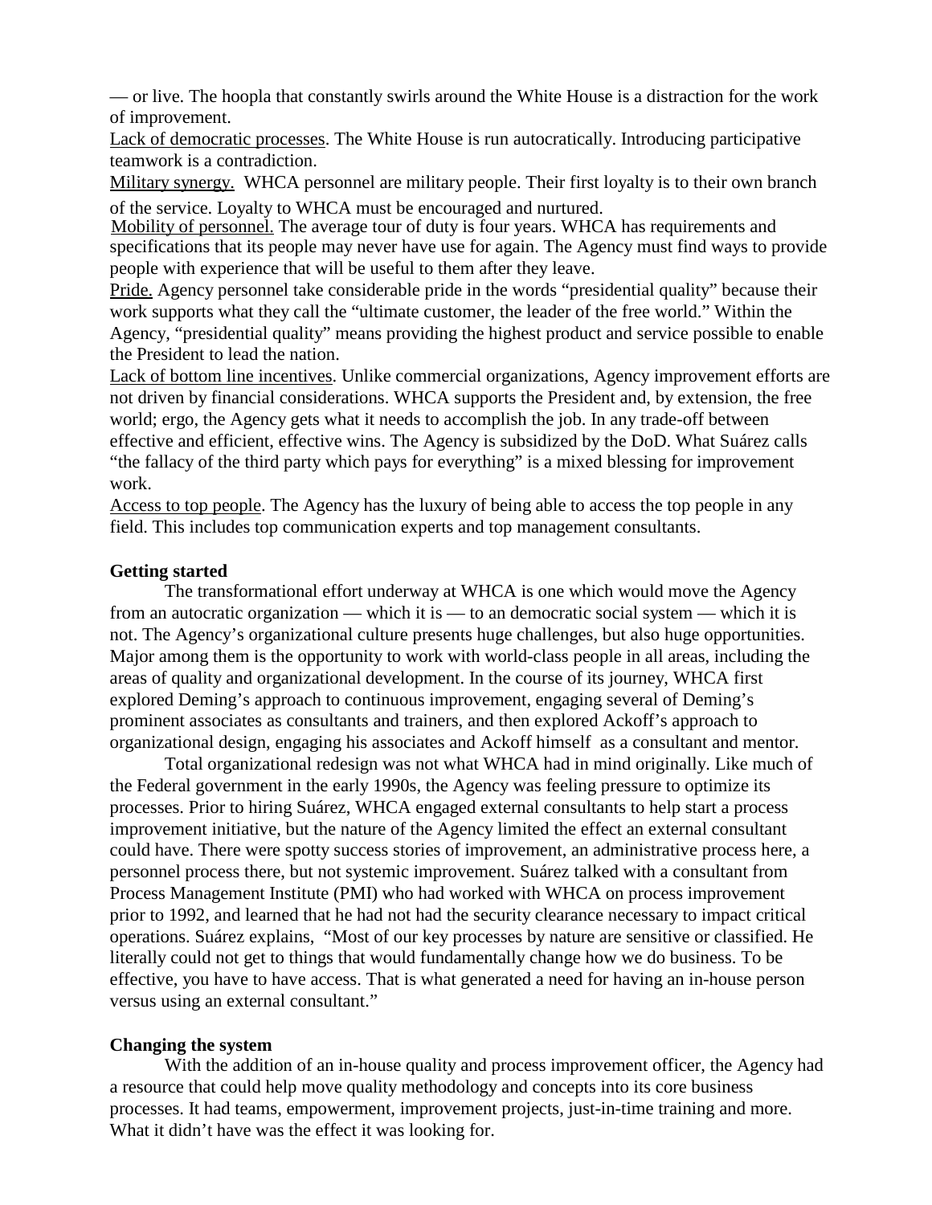— or live. The hoopla that constantly swirls around the White House is a distraction for the work of improvement.

Lack of democratic processes. The White House is run autocratically. Introducing participative teamwork is a contradiction.

Military synergy. WHCA personnel are military people. Their first loyalty is to their own branch of the service. Loyalty to WHCA must be encouraged and nurtured.

Mobility of personnel. The average tour of duty is four years. WHCA has requirements and specifications that its people may never have use for again. The Agency must find ways to provide people with experience that will be useful to them after they leave.

Pride. Agency personnel take considerable pride in the words "presidential quality" because their work supports what they call the "ultimate customer, the leader of the free world." Within the Agency, "presidential quality" means providing the highest product and service possible to enable the President to lead the nation.

Lack of bottom line incentives. Unlike commercial organizations, Agency improvement efforts are not driven by financial considerations. WHCA supports the President and, by extension, the free world; ergo, the Agency gets what it needs to accomplish the job. In any trade-off between effective and efficient, effective wins. The Agency is subsidized by the DoD. What Suárez calls "the fallacy of the third party which pays for everything" is a mixed blessing for improvement work.

Access to top people. The Agency has the luxury of being able to access the top people in any field. This includes top communication experts and top management consultants.

**Getting started**

The transformational effort underway at WHCA is one which would move the Agency from an autocratic organization — which it is — to an democratic social system — which it is not. The Agency's organizational culture presents huge challenges, but also huge opportunities. Major among them is the opportunity to work with world-class people in all areas, including the areas of quality and organizational development. In the course of its journey, WHCA first explored Deming's approach to continuous improvement, engaging several of Deming's prominent associates as consultants and trainers, and then explored Ackoff's approach to organizational design, engaging his associates and Ackoff himself as a consultant and mentor.

Total organizational redesign was not what WHCA had in mind originally. Like much of the Federal government in the early 1990s, the Agency was feeling pressure to optimize its processes. Prior to hiring Suárez, WHCA engaged external consultants to help start a process improvement initiative, but the nature of the Agency limited the effect an external consultant could have. There were spotty success stories of improvement, an administrative process here, a personnel process there, but not systemic improvement. Suárez talked with a consultant from Process Management Institute (PMI) who had worked with WHCA on process improvement prior to 1992, and learned that he had not had the security clearance necessary to impact critical operations. Suárez explains, "Most of our key processes by nature are sensitive or classified. He literally could not get to things that would fundamentally change how we do business. To be effective, you have to have access. That is what generated a need for having an in-house person versus using an external consultant."

**Changing the system**

With the addition of an in-house quality and process improvement officer, the Agency had a resource that could help move quality methodology and concepts into its core business processes. It had teams, empowerment, improvement projects, just-in-time training and more. What it didn't have was the effect it was looking for.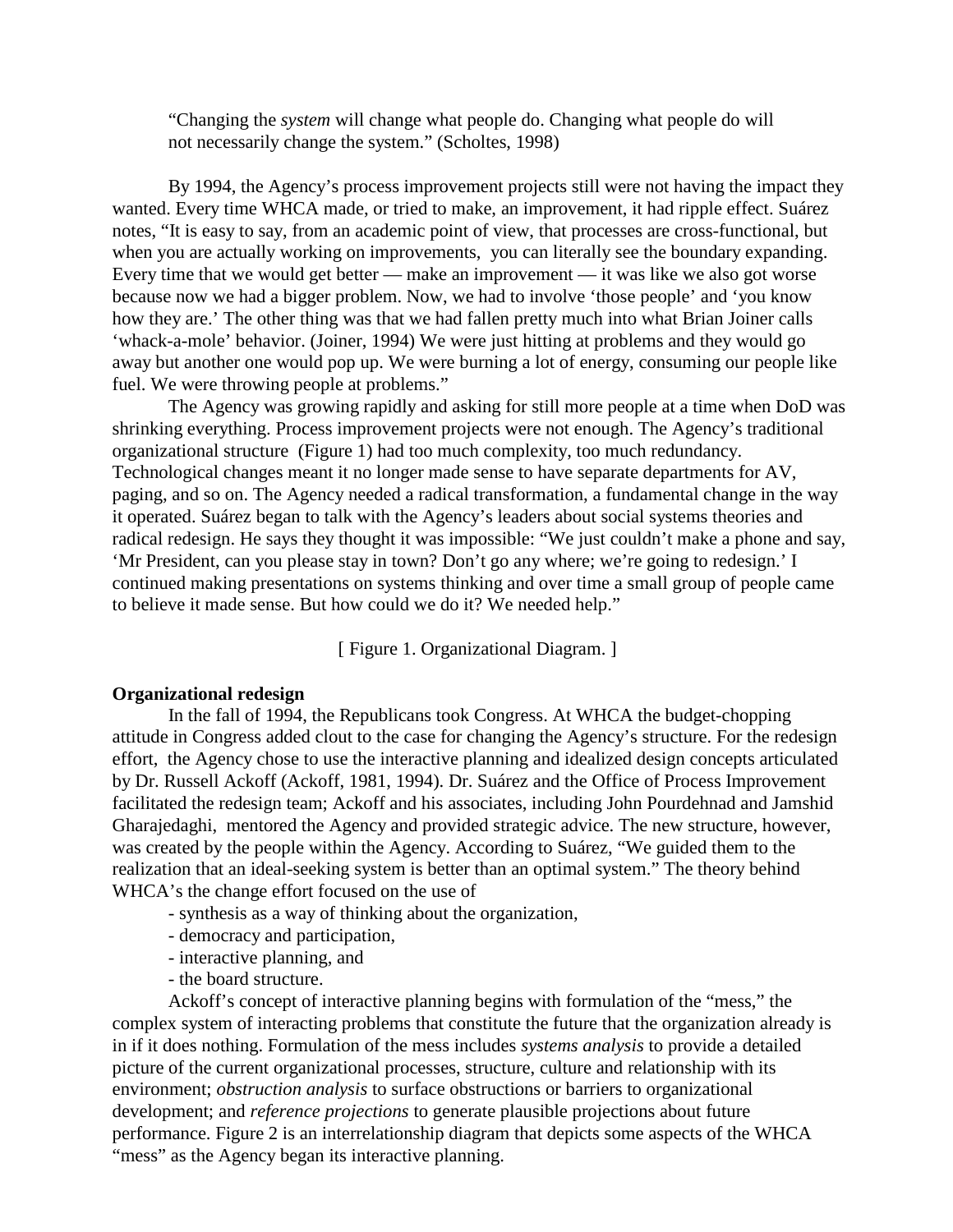> "Changing the *system* will change what people do. Changing what people do will not necessarily change the system." (Scholtes, 1998)

By 1994, the Agency's process improvement projects still were not having the impact they wanted. Every time WHCA made, or tried to make, an improvement, it had ripple effect. Suárez notes, "It is easy to say, from an academic point of view, that processes are cross-functional, but when you are actually working on improvements, you can literally see the boundary expanding. Every time that we would get better — make an improvement — it was like we also got worse because now we had a bigger problem. Now, we had to involve 'those people' and 'you know how they are.' The other thing was that we had fallen pretty much into what Brian Joiner calls 'whack-a-mole' behavior. (Joiner, 1994) We were just hitting at problems and they would go away but another one would pop up. We were burning a lot of energy, consuming our people like fuel. We were throwing people at problems."

The Agency was growing rapidly and asking for still more people at a time when DoD was shrinking everything. Process improvement projects were not enough. The Agency's traditional organizational structure (Figure 1) had too much complexity, too much redundancy. Technological changes meant it no longer made sense to have separate departments for AV, paging, and so on. The Agency needed a radical transformation, a fundamental change in the way it operated. Suárez began to talk with the Agency's leaders about social systems theories and radical redesign. He says they thought it was impossible: "We just couldn't make a phone and say, 'Mr President, can you please stay in town? Don't go any where; we're going to redesign.' I continued making presentations on systems thinking and over time a small group of people came to believe it made sense. But how could we do it? We needed help."

[ Figure 1. Organizational Diagram. ]

**Organizational redesign**

In the fall of 1994, the Republicans took Congress. At WHCA the budget-chopping attitude in Congress added clout to the case for changing the Agency's structure. For the redesign effort, the Agency chose to use the interactive planning and idealized design concepts articulated by Dr. Russell Ackoff (Ackoff, 1981, 1994). Dr. Suárez and the Office of Process Improvement facilitated the redesign team; Ackoff and his associates, including John Pourdehnad and Jamshid Gharajedaghi, mentored the Agency and provided strategic advice. The new structure, however, was created by the people within the Agency. According to Suárez, "We guided them to the realization that an ideal-seeking system is better than an optimal system." The theory behind WHCA's the change effort focused on the use of

- synthesis as a way of thinking about the organization,
- democracy and participation,
- interactive planning, and
- the board structure.

Ackoff's concept of interactive planning begins with formulation of the "mess," the complex system of interacting problems that constitute the future that the organization already is in if it does nothing. Formulation of the mess includes *systems analysis* to provide a detailed picture of the current organizational processes, structure, culture and relationship with its environment; *obstruction analysis* to surface obstructions or barriers to organizational development; and *reference projections* to generate plausible projections about future performance. Figure 2 is an interrelationship diagram that depicts some aspects of the WHCA "mess" as the Agency began its interactive planning.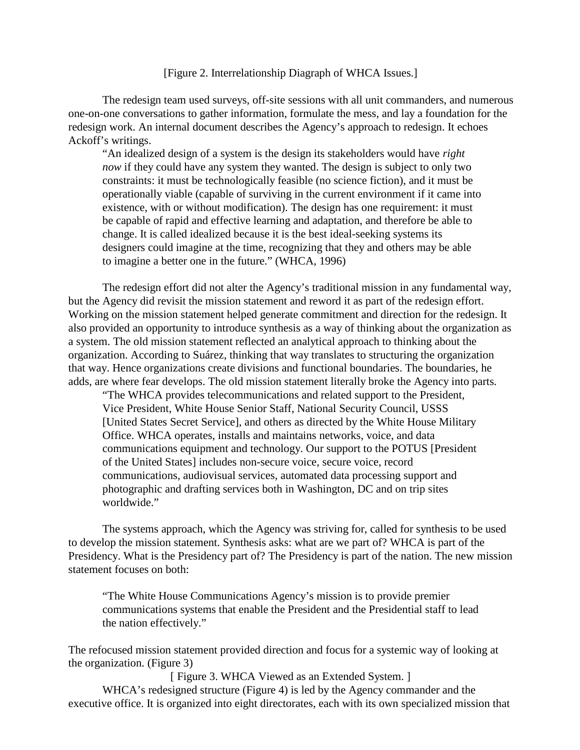[Figure 2. Interrelationship Diagraph of WHCA Issues.]

The redesign team used surveys, off-site sessions with all unit commanders, and numerous one-on-one conversations to gather information, formulate the mess, and lay a foundation for the redesign work. An internal document describes the Agency's approach to redesign. It echoes Ackoff's writings.

> "An idealized design of a system is the design its stakeholders would have *right now* if they could have any system they wanted. The design is subject to only two constraints: it must be technologically feasible (no science fiction), and it must be operationally viable (capable of surviving in the current environment if it came into existence, with or without modification). The design has one requirement: it must be capable of rapid and effective learning and adaptation, and therefore be able to change. It is called idealized because it is the best ideal-seeking systems its designers could imagine at the time, recognizing that they and others may be able to imagine a better one in the future." (WHCA, 1996)

The redesign effort did not alter the Agency's traditional mission in any fundamental way, but the Agency did revisit the mission statement and reword it as part of the redesign effort. Working on the mission statement helped generate commitment and direction for the redesign. It also provided an opportunity to introduce synthesis as a way of thinking about the organization as a system. The old mission statement reflected an analytical approach to thinking about the organization. According to Suárez, thinking that way translates to structuring the organization that way. Hence organizations create divisions and functional boundaries. The boundaries, he adds, are where fear develops. The old mission statement literally broke the Agency into parts.

> "The WHCA provides telecommunications and related support to the President, Vice President, White House Senior Staff, National Security Council, USSS [United States Secret Service], and others as directed by the White House Military Office. WHCA operates, installs and maintains networks, voice, and data communications equipment and technology. Our support to the POTUS [President of the United States] includes non-secure voice, secure voice, record communications, audiovisual services, automated data processing support and photographic and drafting services both in Washington, DC and on trip sites worldwide."

The systems approach, which the Agency was striving for, called for synthesis to be used to develop the mission statement. Synthesis asks: what are we part of? WHCA is part of the Presidency. What is the Presidency part of? The Presidency is part of the nation. The new mission statement focuses on both:

> "The White House Communications Agency's mission is to provide premier communications systems that enable the President and the Presidential staff to lead the nation effectively."

The refocused mission statement provided direction and focus for a systemic way of looking at the organization. (Figure 3)

[ Figure 3. WHCA Viewed as an Extended System. ]

WHCA's redesigned structure (Figure 4) is led by the Agency commander and the executive office. It is organized into eight directorates, each with its own specialized mission that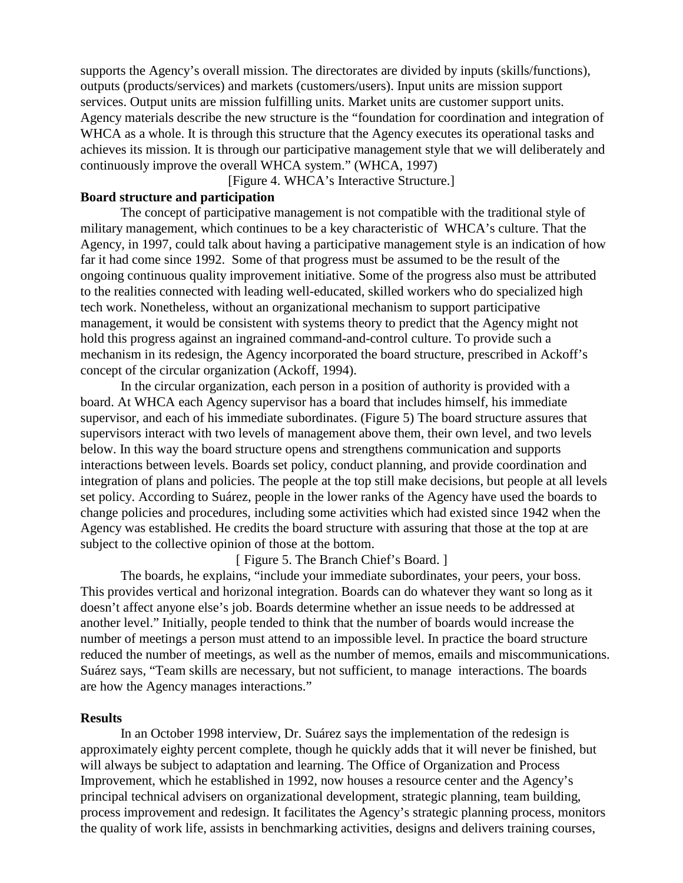supports the Agency's overall mission. The directorates are divided by inputs (skills/functions), outputs (products/services) and markets (customers/users). Input units are mission support services. Output units are mission fulfilling units. Market units are customer support units. Agency materials describe the new structure is the "foundation for coordination and integration of WHCA as a whole. It is through this structure that the Agency executes its operational tasks and achieves its mission. It is through our participative management style that we will deliberately and continuously improve the overall WHCA system." (WHCA, 1997)

[Figure 4. WHCA's Interactive Structure.]

**Board structure and participation**

The concept of participative management is not compatible with the traditional style of military management, which continues to be a key characteristic of WHCA's culture. That the Agency, in 1997, could talk about having a participative management style is an indication of how far it had come since 1992. Some of that progress must be assumed to be the result of the ongoing continuous quality improvement initiative. Some of the progress also must be attributed to the realities connected with leading well-educated, skilled workers who do specialized high tech work. Nonetheless, without an organizational mechanism to support participative management, it would be consistent with systems theory to predict that the Agency might not hold this progress against an ingrained command-and-control culture. To provide such a mechanism in its redesign, the Agency incorporated the board structure, prescribed in Ackoff's concept of the circular organization (Ackoff, 1994).

In the circular organization, each person in a position of authority is provided with a board. At WHCA each Agency supervisor has a board that includes himself, his immediate supervisor, and each of his immediate subordinates. (Figure 5) The board structure assures that supervisors interact with two levels of management above them, their own level, and two levels below. In this way the board structure opens and strengthens communication and supports interactions between levels. Boards set policy, conduct planning, and provide coordination and integration of plans and policies. The people at the top still make decisions, but people at all levels set policy. According to Suárez, people in the lower ranks of the Agency have used the boards to change policies and procedures, including some activities which had existed since 1942 when the Agency was established. He credits the board structure with assuring that those at the top at are subject to the collective opinion of those at the bottom.

[ Figure 5. The Branch Chief's Board. ]

The boards, he explains, "include your immediate subordinates, your peers, your boss. This provides vertical and horizonal integration. Boards can do whatever they want so long as it doesn't affect anyone else's job. Boards determine whether an issue needs to be addressed at another level." Initially, people tended to think that the number of boards would increase the number of meetings a person must attend to an impossible level. In practice the board structure reduced the number of meetings, as well as the number of memos, emails and miscommunications. Suárez says, "Team skills are necessary, but not sufficient, to manage interactions. The boards are how the Agency manages interactions."

**Results**

In an October 1998 interview, Dr. Suárez says the implementation of the redesign is approximately eighty percent complete, though he quickly adds that it will never be finished, but will always be subject to adaptation and learning. The Office of Organization and Process Improvement, which he established in 1992, now houses a resource center and the Agency's principal technical advisers on organizational development, strategic planning, team building, process improvement and redesign. It facilitates the Agency's strategic planning process, monitors the quality of work life, assists in benchmarking activities, designs and delivers training courses,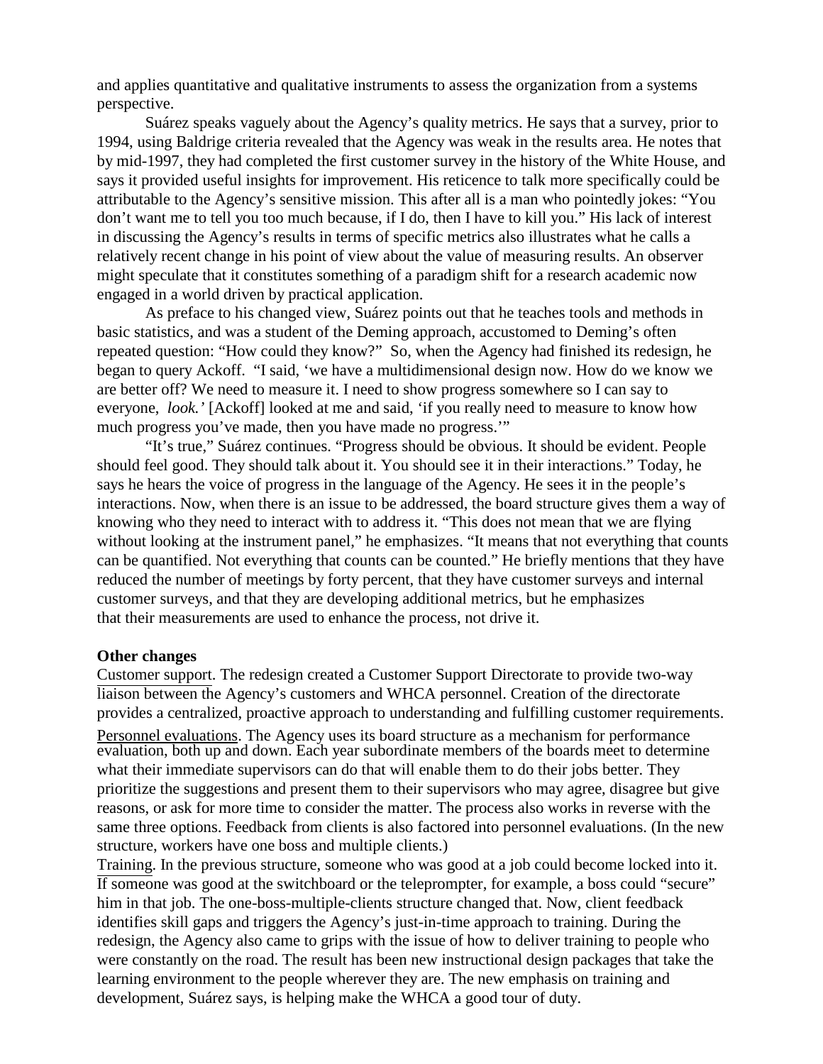and applies quantitative and qualitative instruments to assess the organization from a systems perspective.

Suárez speaks vaguely about the Agency's quality metrics. He says that a survey, prior to 1994, using Baldrige criteria revealed that the Agency was weak in the results area. He notes that by mid-1997, they had completed the first customer survey in the history of the White House, and says it provided useful insights for improvement. His reticence to talk more specifically could be attributable to the Agency's sensitive mission. This after all is a man who pointedly jokes: "You don't want me to tell you too much because, if I do, then I have to kill you." His lack of interest in discussing the Agency's results in terms of specific metrics also illustrates what he calls a relatively recent change in his point of view about the value of measuring results. An observer might speculate that it constitutes something of a paradigm shift for a research academic now engaged in a world driven by practical application.

As preface to his changed view, Suárez points out that he teaches tools and methods in basic statistics, and was a student of the Deming approach, accustomed to Deming's often repeated question: "How could they know?" So, when the Agency had finished its redesign, he began to query Ackoff. "I said, 'we have a multidimensional design now. How do we know we are better off? We need to measure it. I need to show progress somewhere so I can say to everyone, *look.'* [Ackoff] looked at me and said, 'if you really need to measure to know how much progress you've made, then you have made no progress.'"

"It's true," Suárez continues. "Progress should be obvious. It should be evident. People should feel good. They should talk about it. You should see it in their interactions." Today, he says he hears the voice of progress in the language of the Agency. He sees it in the people's interactions. Now, when there is an issue to be addressed, the board structure gives them a way of knowing who they need to interact with to address it. "This does not mean that we are flying without looking at the instrument panel," he emphasizes. "It means that not everything that counts can be quantified. Not everything that counts can be counted." He briefly mentions that they have reduced the number of meetings by forty percent, that they have customer surveys and internal customer surveys, and that they are developing additional metrics, but he emphasizes that their measurements are used to enhance the process, not drive it.

**Other changes**

Customer support. The redesign created a Customer Support Directorate to provide two-way liaison between the Agency's customers and WHCA personnel. Creation of the directorate provides a centralized, proactive approach to understanding and fulfilling customer requirements.

Personnel evaluations. The Agency uses its board structure as a mechanism for performance evaluation, both up and down. Each year subordinate members of the boards meet to determine what their immediate supervisors can do that will enable them to do their jobs better. They prioritize the suggestions and present them to their supervisors who may agree, disagree but give reasons, or ask for more time to consider the matter. The process also works in reverse with the same three options. Feedback from clients is also factored into personnel evaluations. (In the new structure, workers have one boss and multiple clients.)

Training. In the previous structure, someone who was good at a job could become locked into it. If someone was good at the switchboard or the teleprompter, for example, a boss could "secure" him in that job. The one-boss-multiple-clients structure changed that. Now, client feedback identifies skill gaps and triggers the Agency's just-in-time approach to training. During the redesign, the Agency also came to grips with the issue of how to deliver training to people who were constantly on the road. The result has been new instructional design packages that take the learning environment to the people wherever they are. The new emphasis on training and development, Suárez says, is helping make the WHCA a good tour of duty.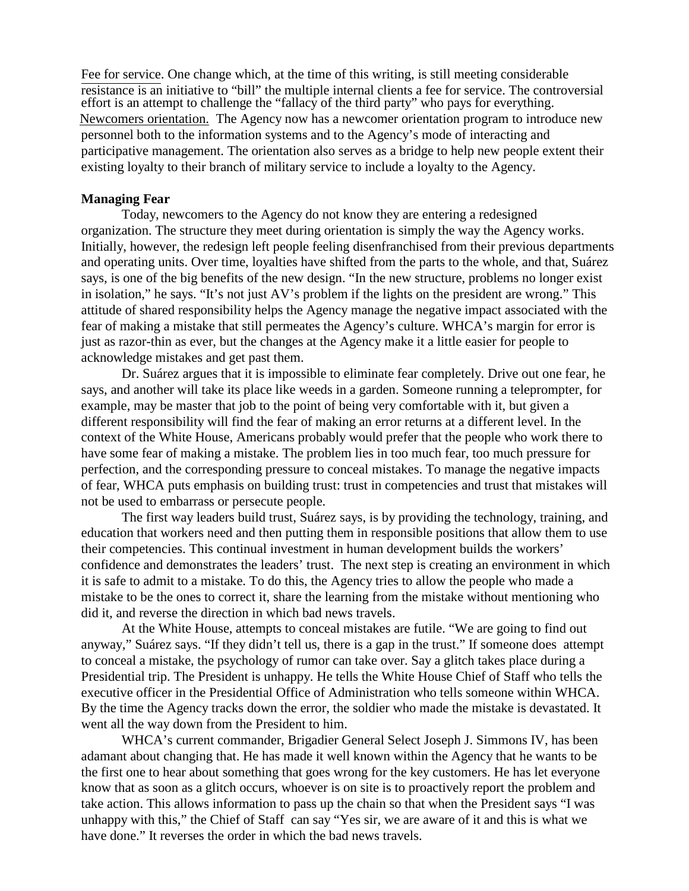Fee for service. One change which, at the time of this writing, is still meeting considerable resistance is an initiative to "bill" the multiple internal clients a fee for service. The controversial effort is an attempt to challenge the "fallacy of the third party" who pays for everything.

Newcomers orientation. The Agency now has a newcomer orientation program to introduce new personnel both to the information systems and to the Agency's mode of interacting and participative management. The orientation also serves as a bridge to help new people extent their existing loyalty to their branch of military service to include a loyalty to the Agency.

**Managing Fear**

Today, newcomers to the Agency do not know they are entering a redesigned organization. The structure they meet during orientation is simply the way the Agency works. Initially, however, the redesign left people feeling disenfranchised from their previous departments and operating units. Over time, loyalties have shifted from the parts to the whole, and that, Suárez says, is one of the big benefits of the new design. "In the new structure, problems no longer exist in isolation," he says. "It's not just AV's problem if the lights on the president are wrong." This attitude of shared responsibility helps the Agency manage the negative impact associated with the fear of making a mistake that still permeates the Agency's culture. WHCA's margin for error is just as razor-thin as ever, but the changes at the Agency make it a little easier for people to acknowledge mistakes and get past them.

Dr. Suárez argues that it is impossible to eliminate fear completely. Drive out one fear, he says, and another will take its place like weeds in a garden. Someone running a teleprompter, for example, may be master that job to the point of being very comfortable with it, but given a different responsibility will find the fear of making an error returns at a different level. In the context of the White House, Americans probably would prefer that the people who work there to have some fear of making a mistake. The problem lies in too much fear, too much pressure for perfection, and the corresponding pressure to conceal mistakes. To manage the negative impacts of fear, WHCA puts emphasis on building trust: trust in competencies and trust that mistakes will not be used to embarrass or persecute people.

The first way leaders build trust, Suárez says, is by providing the technology, training, and education that workers need and then putting them in responsible positions that allow them to use their competencies. This continual investment in human development builds the workers' confidence and demonstrates the leaders' trust. The next step is creating an environment in which it is safe to admit to a mistake. To do this, the Agency tries to allow the people who made a mistake to be the ones to correct it, share the learning from the mistake without mentioning who did it, and reverse the direction in which bad news travels.

At the White House, attempts to conceal mistakes are futile. "We are going to find out anyway," Suárez says. "If they didn't tell us, there is a gap in the trust." If someone does attempt to conceal a mistake, the psychology of rumor can take over. Say a glitch takes place during a Presidential trip. The President is unhappy. He tells the White House Chief of Staff who tells the executive officer in the Presidential Office of Administration who tells someone within WHCA. By the time the Agency tracks down the error, the soldier who made the mistake is devastated. It went all the way down from the President to him.

WHCA's current commander, Brigadier General Select Joseph J. Simmons IV, has been adamant about changing that. He has made it well known within the Agency that he wants to be the first one to hear about something that goes wrong for the key customers. He has let everyone know that as soon as a glitch occurs, whoever is on site is to proactively report the problem and take action. This allows information to pass up the chain so that when the President says "I was unhappy with this," the Chief of Staff can say "Yes sir, we are aware of it and this is what we have done." It reverses the order in which the bad news travels.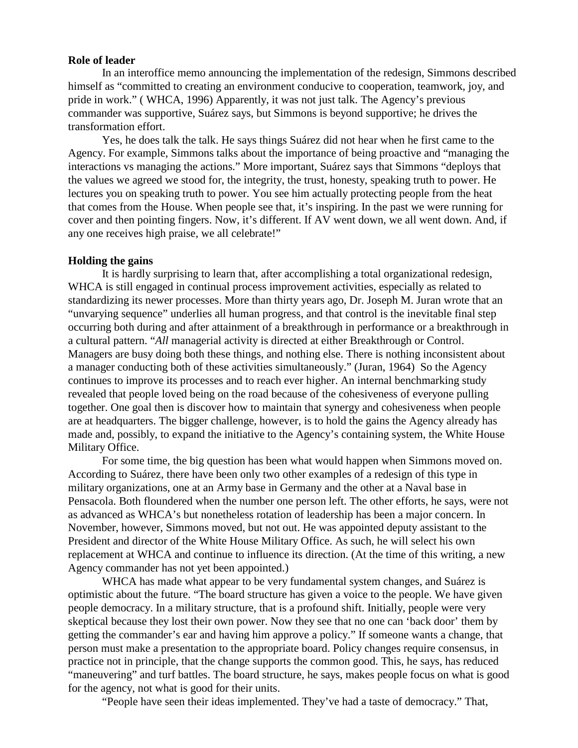**Role of leader**

In an interoffice memo announcing the implementation of the redesign, Simmons described himself as "committed to creating an environment conducive to cooperation, teamwork, joy, and pride in work." ( WHCA, 1996) Apparently, it was not just talk. The Agency's previous commander was supportive, Suárez says, but Simmons is beyond supportive; he drives the transformation effort.

Yes, he does talk the talk. He says things Suárez did not hear when he first came to the Agency. For example, Simmons talks about the importance of being proactive and "managing the interactions vs managing the actions." More important, Suárez says that Simmons "deploys that the values we agreed we stood for, the integrity, the trust, honesty, speaking truth to power. He lectures you on speaking truth to power. You see him actually protecting people from the heat that comes from the House. When people see that, it's inspiring. In the past we were running for cover and then pointing fingers. Now, it's different. If AV went down, we all went down. And, if any one receives high praise, we all celebrate!"

**Holding the gains**

It is hardly surprising to learn that, after accomplishing a total organizational redesign, WHCA is still engaged in continual process improvement activities, especially as related to standardizing its newer processes. More than thirty years ago, Dr. Joseph M. Juran wrote that an "unvarying sequence" underlies all human progress, and that control is the inevitable final step occurring both during and after attainment of a breakthrough in performance or a breakthrough in a cultural pattern. "*All* managerial activity is directed at either Breakthrough or Control. Managers are busy doing both these things, and nothing else. There is nothing inconsistent about a manager conducting both of these activities simultaneously." (Juran, 1964) So the Agency continues to improve its processes and to reach ever higher. An internal benchmarking study revealed that people loved being on the road because of the cohesiveness of everyone pulling together. One goal then is discover how to maintain that synergy and cohesiveness when people are at headquarters. The bigger challenge, however, is to hold the gains the Agency already has made and, possibly, to expand the initiative to the Agency's containing system, the White House Military Office.

For some time, the big question has been what would happen when Simmons moved on. According to Suárez, there have been only two other examples of a redesign of this type in military organizations, one at an Army base in Germany and the other at a Naval base in Pensacola. Both floundered when the number one person left. The other efforts, he says, were not as advanced as WHCA's but nonetheless rotation of leadership has been a major concern. In November, however, Simmons moved, but not out. He was appointed deputy assistant to the President and director of the White House Military Office. As such, he will select his own replacement at WHCA and continue to influence its direction. (At the time of this writing, a new Agency commander has not yet been appointed.)

WHCA has made what appear to be very fundamental system changes, and Suárez is optimistic about the future. "The board structure has given a voice to the people. We have given people democracy. In a military structure, that is a profound shift. Initially, people were very skeptical because they lost their own power. Now they see that no one can 'back door' them by getting the commander's ear and having him approve a policy." If someone wants a change, that person must make a presentation to the appropriate board. Policy changes require consensus, in practice not in principle, that the change supports the common good. This, he says, has reduced "maneuvering" and turf battles. The board structure, he says, makes people focus on what is good for the agency, not what is good for their units.

"People have seen their ideas implemented. They've had a taste of democracy." That,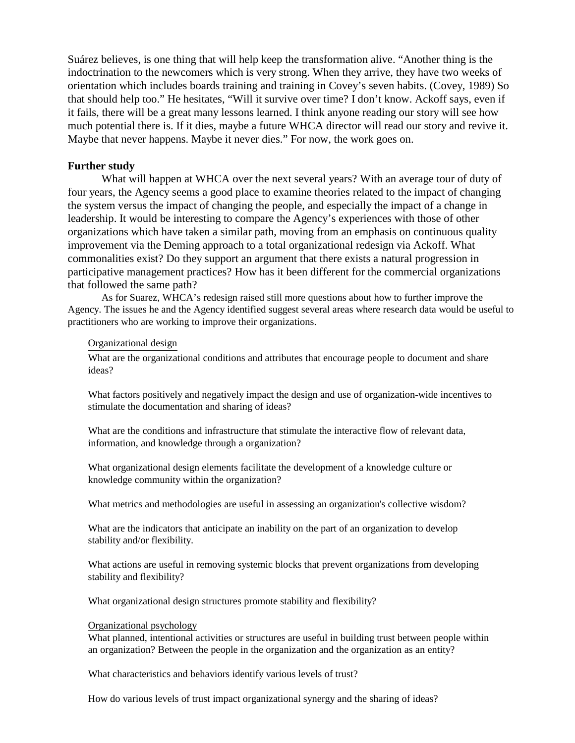Suárez believes, is one thing that will help keep the transformation alive. "Another thing is the indoctrination to the newcomers which is very strong. When they arrive, they have two weeks of orientation which includes boards training and training in Covey's seven habits. (Covey, 1989) So that should help too." He hesitates, "Will it survive over time? I don't know. Ackoff says, even if it fails, there will be a great many lessons learned. I think anyone reading our story will see how much potential there is. If it dies, maybe a future WHCA director will read our story and revive it. Maybe that never happens. Maybe it never dies." For now, the work goes on.

## Further study

What will happen at WHCA over the next several years? With an average tour of duty of four years, the Agency seems a good place to examine theories related to the impact of changing the system versus the impact of changing the people, and especially the impact of a change in leadership. It would be interesting to compare the Agency's experiences with those of other organizations which have taken a similar path, moving from an emphasis on continuous quality improvement via the Deming approach to a total organizational redesign via Ackoff. What commonalities exist? Do they support an argument that there exists a natural progression in participative management practices? How has it been different for the commercial organizations that followed the same path?

As for Suarez, WHCA's redesign raised still more questions about how to further improve the Agency. The issues he and the Agency identified suggest several areas where research data would be useful to practitioners who are working to improve their organizations.

Organizational design

What are the organizational conditions and attributes that encourage people to document and share ideas?

What factors positively and negatively impact the design and use of organization-wide incentives to stimulate the documentation and sharing of ideas?

What are the conditions and infrastructure that stimulate the interactive flow of relevant data, information, and knowledge through a organization?

What organizational design elements facilitate the development of a knowledge culture or knowledge community within the organization?

What metrics and methodologies are useful in assessing an organization's collective wisdom?

What are the indicators that anticipate an inability on the part of an organization to develop stability and/or flexibility.

What actions are useful in removing systemic blocks that prevent organizations from developing stability and flexibility?

What organizational design structures promote stability and flexibility?

Organizational psychology

What planned, intentional activities or structures are useful in building trust between people within an organization? Between the people in the organization and the organization as an entity?

What characteristics and behaviors identify various levels of trust?

How do various levels of trust impact organizational synergy and the sharing of ideas?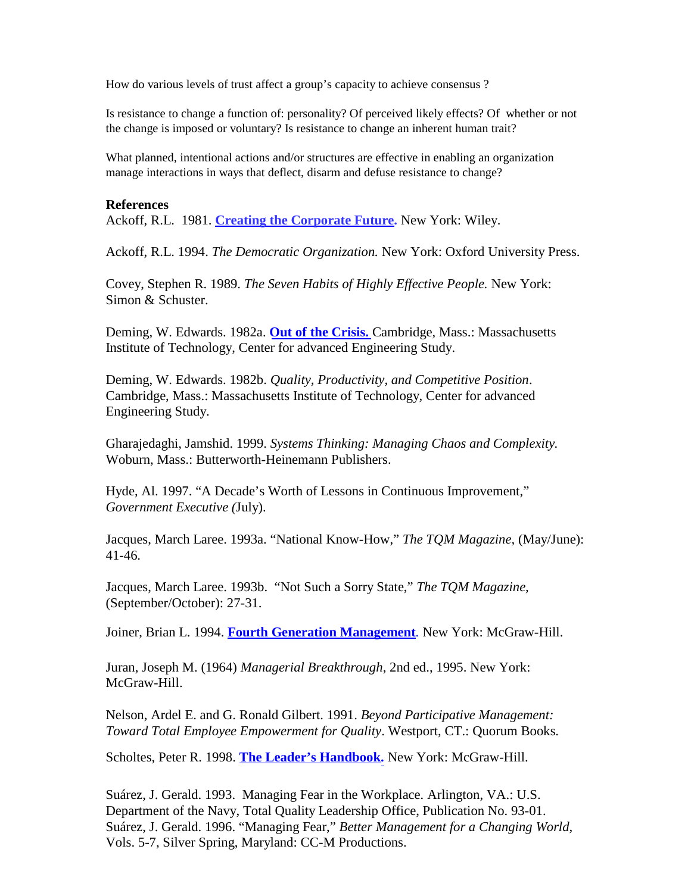How do various levels of trust affect a group's capacity to achieve consensus ?

Is resistance to change a function of: personality? Of perceived likely effects? Of whether or not the change is imposed or voluntary? Is resistance to change an inherent human trait?

What planned, intentional actions and/or structures are effective in enabling an organization manage interactions in ways that deflect, disarm and defuse resistance to change?

**References**

Ackoff, R.L. 1981. **Creating the Corporate Future.** New York: Wiley.

Ackoff, R.L. 1994. *The Democratic Organization.* New York: Oxford University Press.

Covey, Stephen R. 1989. *The Seven Habits of Highly Effective People.* New York: Simon & Schuster.

Deming, W. Edwards. 1982a. **Out of the Crisis.** Cambridge, Mass.: Massachusetts Institute of Technology, Center for advanced Engineering Study.

Deming, W. Edwards. 1982b. *Quality, Productivity, and Competitive Position*. Cambridge, Mass.: Massachusetts Institute of Technology, Center for advanced Engineering Study.

Gharajedaghi, Jamshid. 1999. *Systems Thinking: Managing Chaos and Complexity.* Woburn, Mass.: Butterworth-Heinemann Publishers.

Hyde, Al. 1997. "A Decade's Worth of Lessons in Continuous Improvement," *Government Executive* (July).

Jacques, March Laree. 1993a. "National Know-How," *The TQM Magazine,* (May/June): 41-46.

Jacques, March Laree. 1993b. "Not Such a Sorry State," *The TQM Magazine,* (September/October): 27-31.

Joiner, Brian L. 1994. **Fourth Generation Management**. New York: McGraw-Hill.

Juran, Joseph M. (1964) *Managerial Breakthrough*, 2nd ed., 1995. New York: McGraw-Hill.

Nelson, Ardel E. and G. Ronald Gilbert. 1991. *Beyond Participative Management: Toward Total Employee Empowerment for Quality*. Westport, CT.: Quorum Books.

Scholtes, Peter R. 1998. **The Leader's Handbook.** New York: McGraw-Hill.

Suárez, J. Gerald. 1993. Managing Fear in the Workplace. Arlington, VA.: U.S. Department of the Navy, Total Quality Leadership Office, Publication No. 93-01.
Suárez, J. Gerald. 1996. "Managing Fear," *Better Management for a Changing World,* Vols. 5-7, Silver Spring, Maryland: CC-M Productions.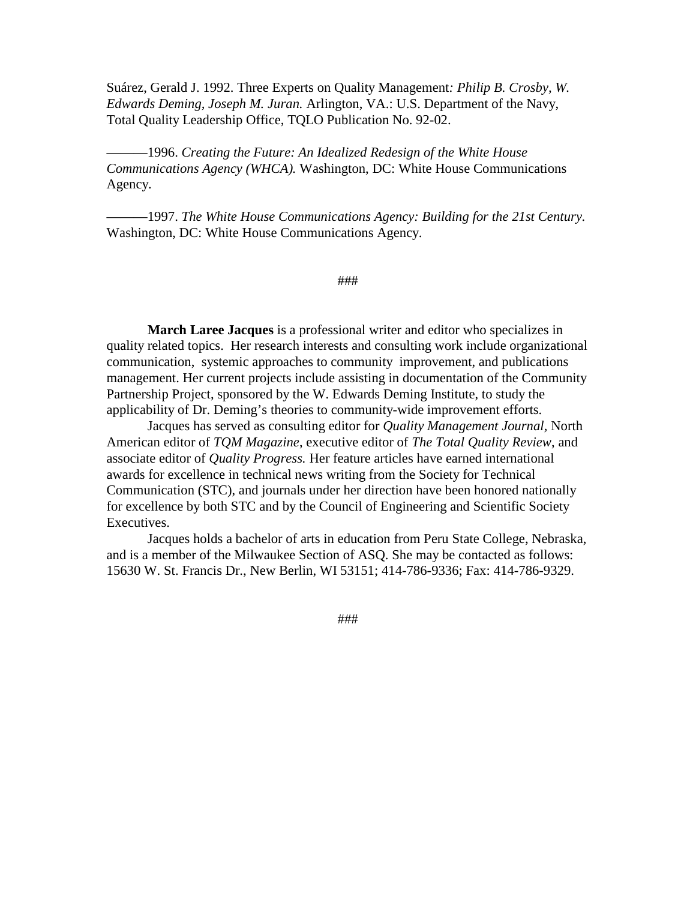Suárez, Gerald J. 1992. Three Experts on Quality Management*: Philip B. Crosby, W. Edwards Deming, Joseph M. Juran.* Arlington, VA.: U.S. Department of the Navy, Total Quality Leadership Office, TQLO Publication No. 92-02.

———1996. *Creating the Future: An Idealized Redesign of the White House Communications Agency (WHCA).* Washington, DC: White House Communications Agency.

———1997. *The White House Communications Agency: Building for the 21st Century.* Washington, DC: White House Communications Agency.

###

**March Laree Jacques** is a professional writer and editor who specializes in quality related topics. Her research interests and consulting work include organizational communication, systemic approaches to community improvement, and publications management. Her current projects include assisting in documentation of the Community Partnership Project, sponsored by the W. Edwards Deming Institute, to study the applicability of Dr. Deming's theories to community-wide improvement efforts.

Jacques has served as consulting editor for *Quality Management Journal*, North American editor of *TQM Magazine*, executive editor of *The Total Quality Review*, and associate editor of *Quality Progress.* Her feature articles have earned international awards for excellence in technical news writing from the Society for Technical Communication (STC), and journals under her direction have been honored nationally for excellence by both STC and by the Council of Engineering and Scientific Society Executives.

Jacques holds a bachelor of arts in education from Peru State College, Nebraska, and is a member of the Milwaukee Section of ASQ. She may be contacted as follows: 15630 W. St. Francis Dr., New Berlin, WI 53151; 414-786-9336; Fax: 414-786-9329.

###